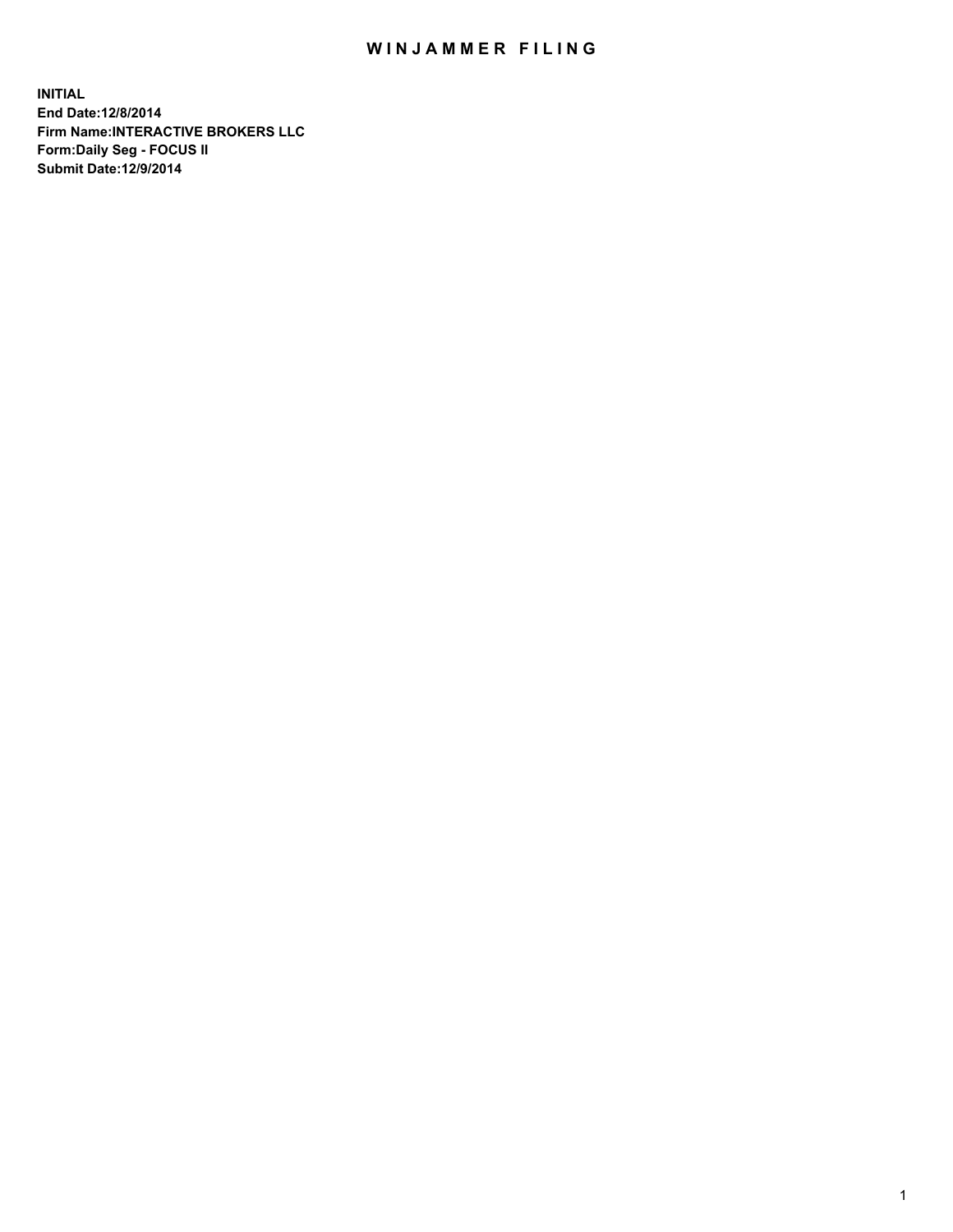# WINJAMMER FILING

**INITIAL**
**End Date:12/8/2014**
**Firm Name:INTERACTIVE BROKERS LLC**
**Form:Daily Seg - FOCUS II**
**Submit Date:12/9/2014**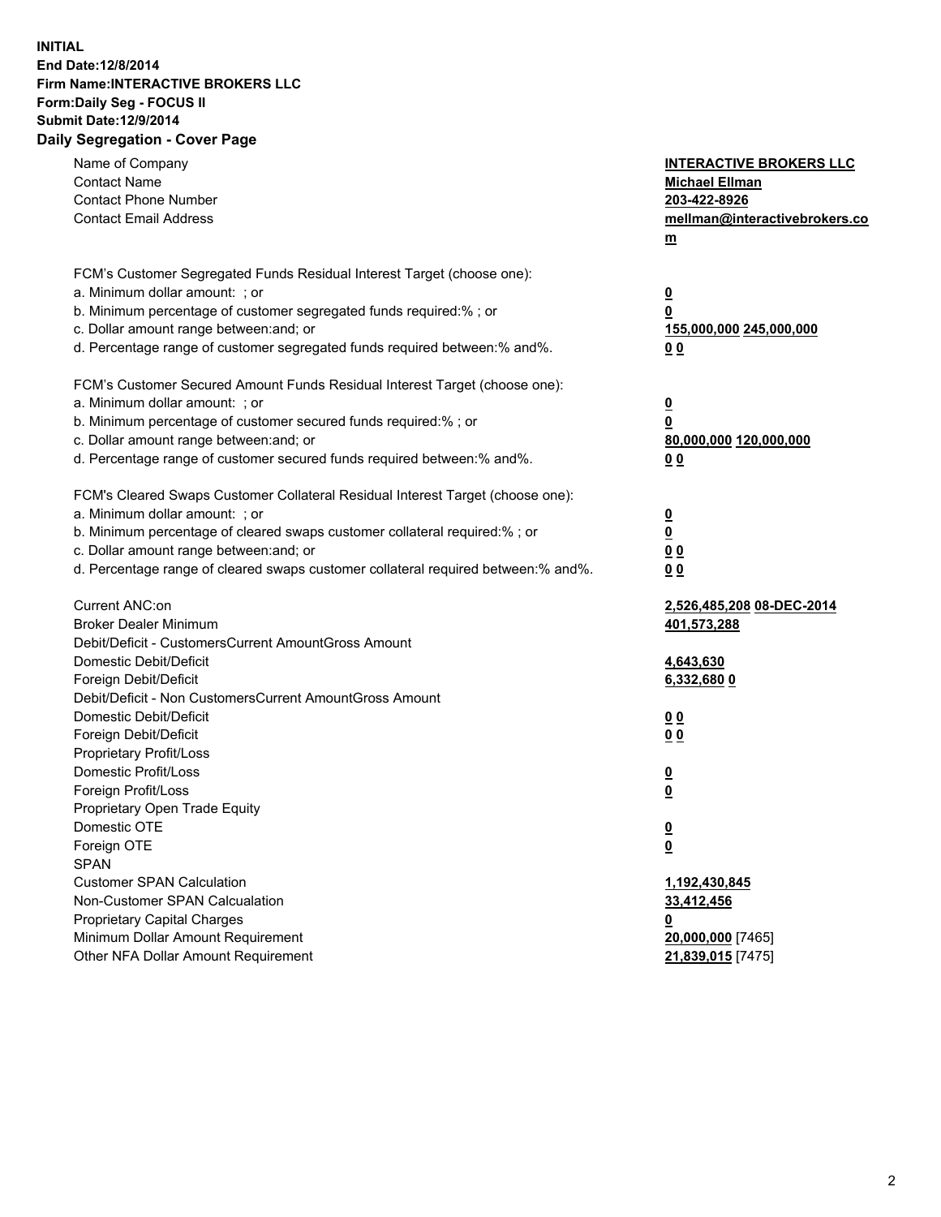**INITIAL**
**End Date:12/8/2014**
**Firm Name:INTERACTIVE BROKERS LLC**
**Form:Daily Seg - FOCUS II**
**Submit Date:12/9/2014**

## Daily Segregation - Cover Page

| | |
|---|---|
| Name of Company | **INTERACTIVE BROKERS LLC** |
| Contact Name | **Michael Ellman** |
| Contact Phone Number | **203-422-8926** |
| Contact Email Address | **mellman@interactivebrokers.com** |
| FCM's Customer Segregated Funds Residual Interest Target (choose one): | |
| a. Minimum dollar amount: ; or | **0** |
| b. Minimum percentage of customer segregated funds required:% ; or | **0** |
| c. Dollar amount range between:and; or | **155,000,000 245,000,000** |
| d. Percentage range of customer segregated funds required between:% and%. | **0 0** |
| FCM's Customer Secured Amount Funds Residual Interest Target (choose one): | |
| a. Minimum dollar amount: ; or | **0** |
| b. Minimum percentage of customer secured funds required:% ; or | **0** |
| c. Dollar amount range between:and; or | **80,000,000 120,000,000** |
| d. Percentage range of customer secured funds required between:% and%. | **0 0** |
| FCM's Cleared Swaps Customer Collateral Residual Interest Target (choose one): | |
| a. Minimum dollar amount: ; or | **0** |
| b. Minimum percentage of cleared swaps customer collateral required:% ; or | **0** |
| c. Dollar amount range between:and; or | **0 0** |
| d. Percentage range of cleared swaps customer collateral required between:% and%. | **0 0** |
| Current ANC:on | **2,526,485,208 08-DEC-2014** |
| Broker Dealer Minimum | **401,573,288** |
| Debit/Deficit - CustomersCurrent AmountGross Amount | |
| Domestic Debit/Deficit | **4,643,630** |
| Foreign Debit/Deficit | **6,332,680 0** |
| Debit/Deficit - Non CustomersCurrent AmountGross Amount | |
| Domestic Debit/Deficit | **0 0** |
| Foreign Debit/Deficit | **0 0** |
| Proprietary Profit/Loss | |
| Domestic Profit/Loss | **0** |
| Foreign Profit/Loss | **0** |
| Proprietary Open Trade Equity | |
| Domestic OTE | **0** |
| Foreign OTE | **0** |
| SPAN | |
| Customer SPAN Calculation | **1,192,430,845** |
| Non-Customer SPAN Calcualation | **33,412,456** |
| Proprietary Capital Charges | **0** |
| Minimum Dollar Amount Requirement | **20,000,000** [7465] |
| Other NFA Dollar Amount Requirement | **21,839,015** [7475] |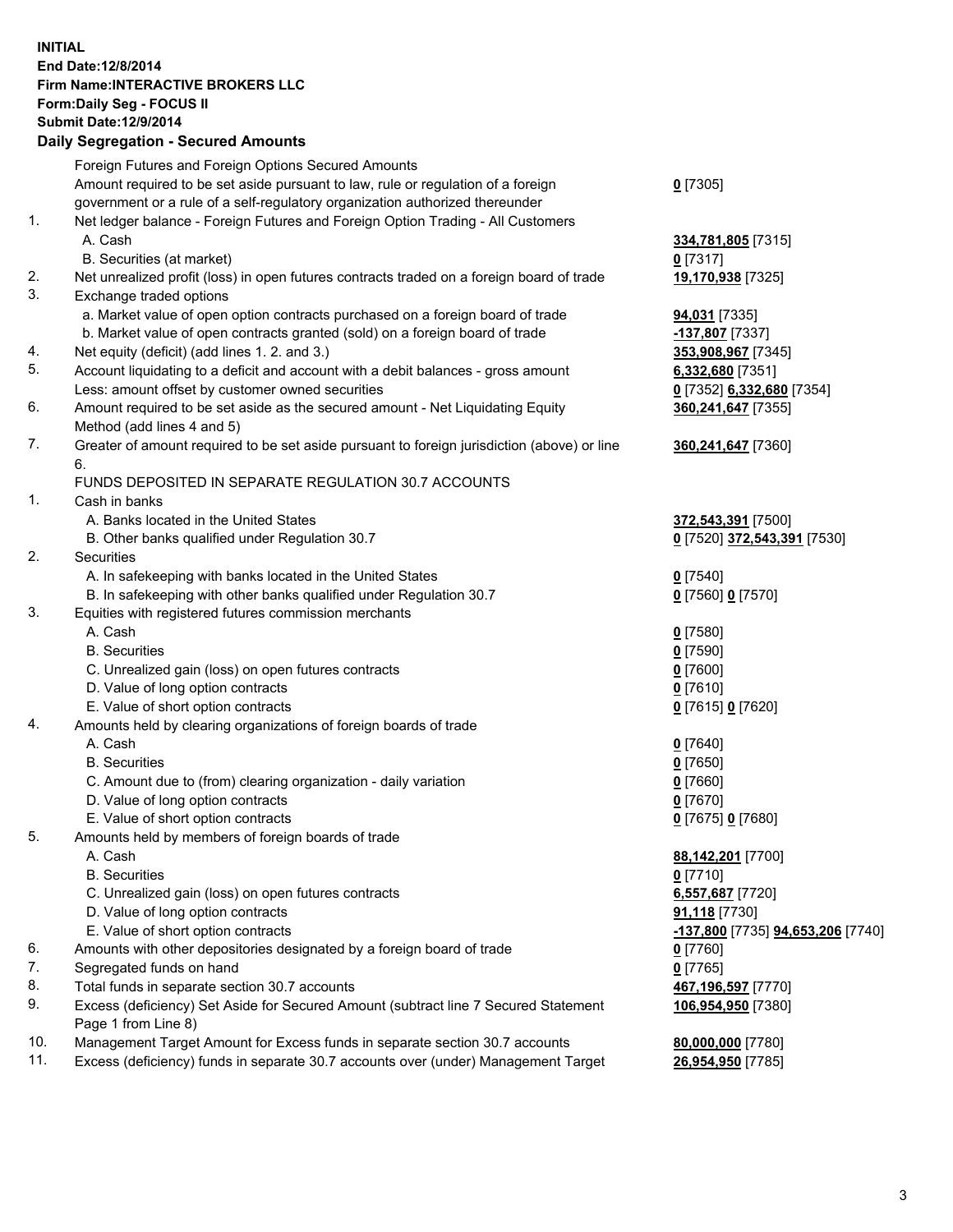**INITIAL**
**End Date:12/8/2014**
**Firm Name:INTERACTIVE BROKERS LLC**
**Form:Daily Seg - FOCUS II**
**Submit Date:12/9/2014**

## Daily Segregation - Secured Amounts

| | | |
|---|---|---|
| | Foreign Futures and Foreign Options Secured Amounts | |
| | Amount required to be set aside pursuant to law, rule or regulation of a foreign government or a rule of a self-regulatory organization authorized thereunder | **0** [7305] |
| 1. | Net ledger balance - Foreign Futures and Foreign Option Trading - All Customers | |
| | A. Cash | **334,781,805** [7315] |
| | B. Securities (at market) | **0** [7317] |
| 2. | Net unrealized profit (loss) in open futures contracts traded on a foreign board of trade | **19,170,938** [7325] |
| 3. | Exchange traded options | |
| | a. Market value of open option contracts purchased on a foreign board of trade | **94,031** [7335] |
| | b. Market value of open contracts granted (sold) on a foreign board of trade | **-137,807** [7337] |
| 4. | Net equity (deficit) (add lines 1. 2. and 3.) | **353,908,967** [7345] |
| 5. | Account liquidating to a deficit and account with a debit balances - gross amount | **6,332,680** [7351] |
| | Less: amount offset by customer owned securities | **0** [7352] **6,332,680** [7354] |
| 6. | Amount required to be set aside as the secured amount - Net Liquidating Equity Method (add lines 4 and 5) | **360,241,647** [7355] |
| 7. | Greater of amount required to be set aside pursuant to foreign jurisdiction (above) or line 6. | **360,241,647** [7360] |
| | FUNDS DEPOSITED IN SEPARATE REGULATION 30.7 ACCOUNTS | |
| 1. | Cash in banks | |
| | A. Banks located in the United States | **372,543,391** [7500] |
| | B. Other banks qualified under Regulation 30.7 | **0** [7520] **372,543,391** [7530] |
| 2. | Securities | |
| | A. In safekeeping with banks located in the United States | **0** [7540] |
| | B. In safekeeping with other banks qualified under Regulation 30.7 | **0** [7560] **0** [7570] |
| 3. | Equities with registered futures commission merchants | |
| | A. Cash | **0** [7580] |
| | B. Securities | **0** [7590] |
| | C. Unrealized gain (loss) on open futures contracts | **0** [7600] |
| | D. Value of long option contracts | **0** [7610] |
| | E. Value of short option contracts | **0** [7615] **0** [7620] |
| 4. | Amounts held by clearing organizations of foreign boards of trade | |
| | A. Cash | **0** [7640] |
| | B. Securities | **0** [7650] |
| | C. Amount due to (from) clearing organization - daily variation | **0** [7660] |
| | D. Value of long option contracts | **0** [7670] |
| | E. Value of short option contracts | **0** [7675] **0** [7680] |
| 5. | Amounts held by members of foreign boards of trade | |
| | A. Cash | **88,142,201** [7700] |
| | B. Securities | **0** [7710] |
| | C. Unrealized gain (loss) on open futures contracts | **6,557,687** [7720] |
| | D. Value of long option contracts | **91,118** [7730] |
| | E. Value of short option contracts | **-137,800** [7735] **94,653,206** [7740] |
| 6. | Amounts with other depositories designated by a foreign board of trade | **0** [7760] |
| 7. | Segregated funds on hand | **0** [7765] |
| 8. | Total funds in separate section 30.7 accounts | **467,196,597** [7770] |
| 9. | Excess (deficiency) Set Aside for Secured Amount (subtract line 7 Secured Statement Page 1 from Line 8) | **106,954,950** [7380] |
| 10. | Management Target Amount for Excess funds in separate section 30.7 accounts | **80,000,000** [7780] |
| 11. | Excess (deficiency) funds in separate 30.7 accounts over (under) Management Target | **26,954,950** [7785] |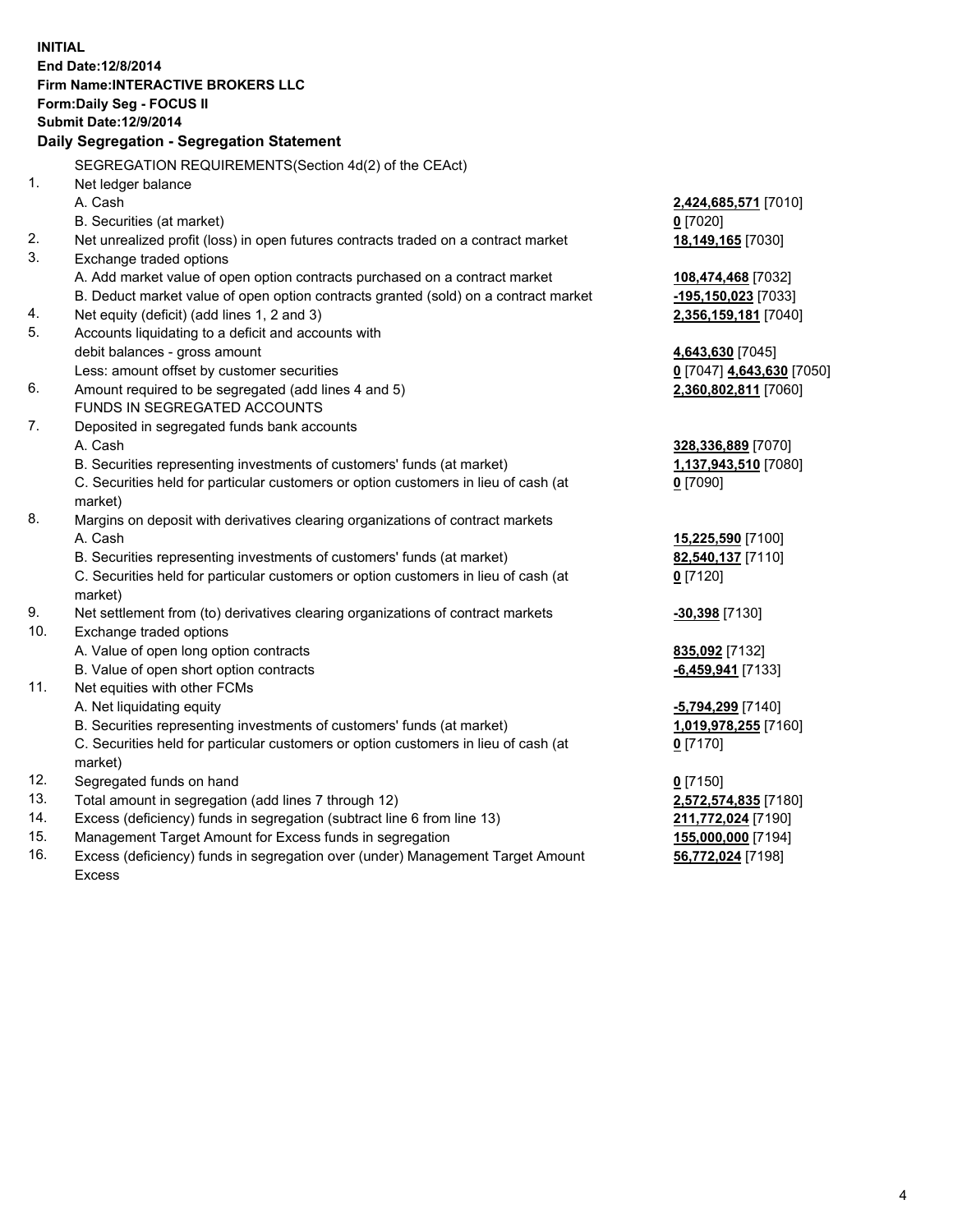**INITIAL**
**End Date:12/8/2014**
**Firm Name:INTERACTIVE BROKERS LLC**
**Form:Daily Seg - FOCUS II**
**Submit Date:12/9/2014**

**Daily Segregation - Segregation Statement**

SEGREGATION REQUIREMENTS(Section 4d(2) of the CEAct)

| | | |
|---|---|---|
| 1. | Net ledger balance | |
| | A. Cash | **2,424,685,571** [7010] |
| | B. Securities (at market) | **0** [7020] |
| 2. | Net unrealized profit (loss) in open futures contracts traded on a contract market | **18,149,165** [7030] |
| 3. | Exchange traded options | |
| | A. Add market value of open option contracts purchased on a contract market | **108,474,468** [7032] |
| | B. Deduct market value of open option contracts granted (sold) on a contract market | **-195,150,023** [7033] |
| 4. | Net equity (deficit) (add lines 1, 2 and 3) | **2,356,159,181** [7040] |
| 5. | Accounts liquidating to a deficit and accounts with | |
| | debit balances - gross amount | **4,643,630** [7045] |
| | Less: amount offset by customer securities | **0** [7047] **4,643,630** [7050] |
| 6. | Amount required to be segregated (add lines 4 and 5) | **2,360,802,811** [7060] |
| | FUNDS IN SEGREGATED ACCOUNTS | |
| 7. | Deposited in segregated funds bank accounts | |
| | A. Cash | **328,336,889** [7070] |
| | B. Securities representing investments of customers' funds (at market) | **1,137,943,510** [7080] |
| | C. Securities held for particular customers or option customers in lieu of cash (at market) | **0** [7090] |
| 8. | Margins on deposit with derivatives clearing organizations of contract markets | |
| | A. Cash | **15,225,590** [7100] |
| | B. Securities representing investments of customers' funds (at market) | **82,540,137** [7110] |
| | C. Securities held for particular customers or option customers in lieu of cash (at market) | **0** [7120] |
| 9. | Net settlement from (to) derivatives clearing organizations of contract markets | **-30,398** [7130] |
| 10. | Exchange traded options | |
| | A. Value of open long option contracts | **835,092** [7132] |
| | B. Value of open short option contracts | **-6,459,941** [7133] |
| 11. | Net equities with other FCMs | |
| | A. Net liquidating equity | **-5,794,299** [7140] |
| | B. Securities representing investments of customers' funds (at market) | **1,019,978,255** [7160] |
| | C. Securities held for particular customers or option customers in lieu of cash (at market) | **0** [7170] |
| 12. | Segregated funds on hand | **0** [7150] |
| 13. | Total amount in segregation (add lines 7 through 12) | **2,572,574,835** [7180] |
| 14. | Excess (deficiency) funds in segregation (subtract line 6 from line 13) | **211,772,024** [7190] |
| 15. | Management Target Amount for Excess funds in segregation | **155,000,000** [7194] |
| 16. | Excess (deficiency) funds in segregation over (under) Management Target Amount Excess | **56,772,024** [7198] |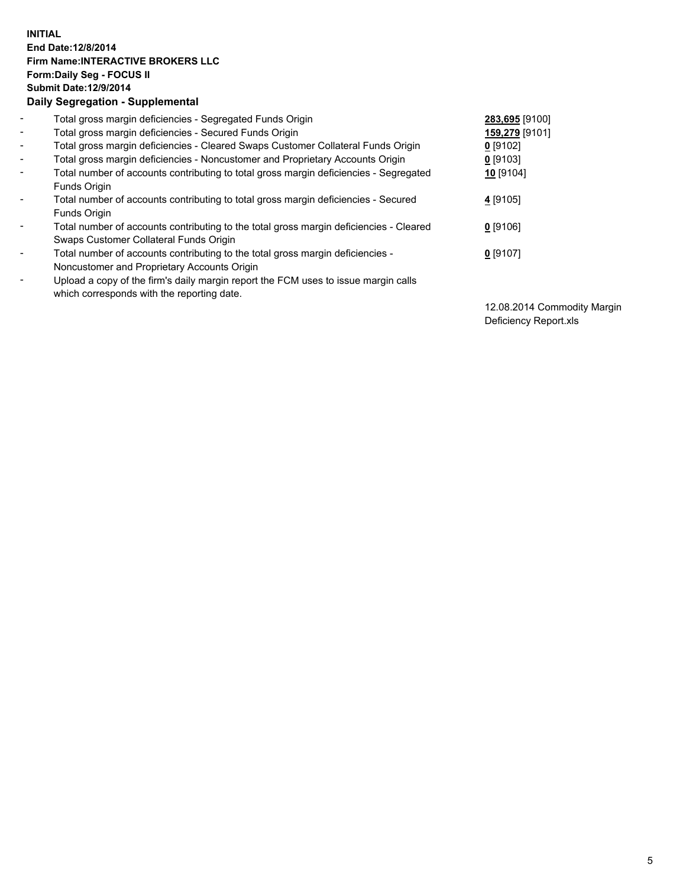**INITIAL**
**End Date:12/8/2014**
**Firm Name:INTERACTIVE BROKERS LLC**
**Form:Daily Seg - FOCUS II**
**Submit Date:12/9/2014**
**Daily Segregation - Supplemental**

| | | |
|---|---|---|
| - | Total gross margin deficiencies - Segregated Funds Origin | **283,695** [9100] |
| - | Total gross margin deficiencies - Secured Funds Origin | **159,279** [9101] |
| - | Total gross margin deficiencies - Cleared Swaps Customer Collateral Funds Origin | **0** [9102] |
| - | Total gross margin deficiencies - Noncustomer and Proprietary Accounts Origin | **0** [9103] |
| - | Total number of accounts contributing to total gross margin deficiencies - Segregated Funds Origin | **10** [9104] |
| - | Total number of accounts contributing to total gross margin deficiencies - Secured Funds Origin | **4** [9105] |
| - | Total number of accounts contributing to the total gross margin deficiencies - Cleared Swaps Customer Collateral Funds Origin | **0** [9106] |
| - | Total number of accounts contributing to the total gross margin deficiencies - Noncustomer and Proprietary Accounts Origin | **0** [9107] |
| - | Upload a copy of the firm's daily margin report the FCM uses to issue margin calls which corresponds with the reporting date. | 12.08.2014 Commodity Margin Deficiency Report.xls |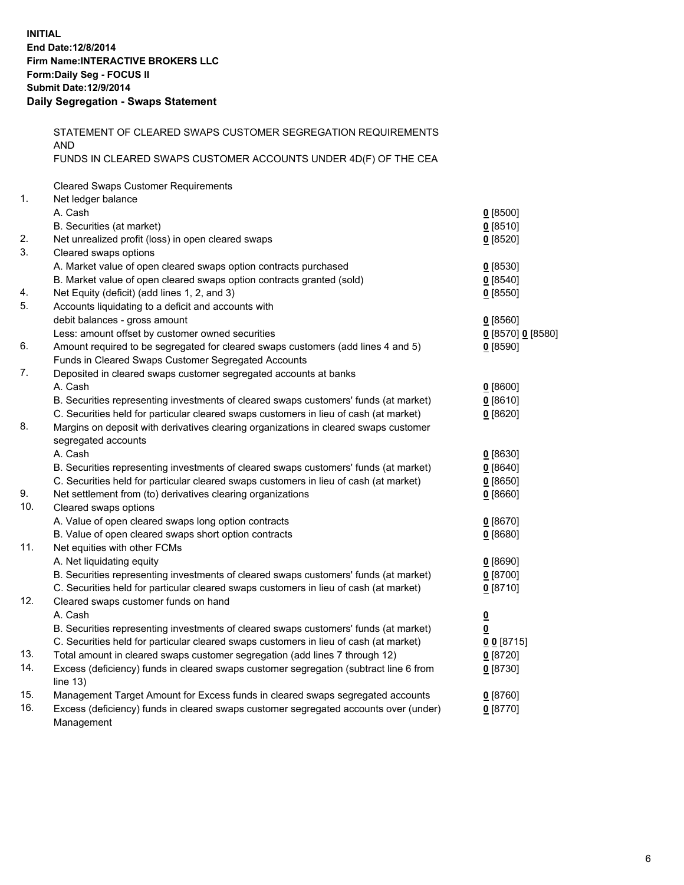**INITIAL**
**End Date:12/8/2014**
**Firm Name:INTERACTIVE BROKERS LLC**
**Form:Daily Seg - FOCUS II**
**Submit Date:12/9/2014**
**Daily Segregation - Swaps Statement**

STATEMENT OF CLEARED SWAPS CUSTOMER SEGREGATION REQUIREMENTS AND FUNDS IN CLEARED SWAPS CUSTOMER ACCOUNTS UNDER 4D(F) OF THE CEA

| | | |
|---|---|---|
| | Cleared Swaps Customer Requirements | |
| 1. | Net ledger balance | |
| | A. Cash | 0 [8500] |
| | B. Securities (at market) | 0 [8510] |
| 2. | Net unrealized profit (loss) in open cleared swaps | 0 [8520] |
| 3. | Cleared swaps options | |
| | A. Market value of open cleared swaps option contracts purchased | 0 [8530] |
| | B. Market value of open cleared swaps option contracts granted (sold) | 0 [8540] |
| 4. | Net Equity (deficit) (add lines 1, 2, and 3) | 0 [8550] |
| 5. | Accounts liquidating to a deficit and accounts with debit balances - gross amount | 0 [8560] |
| | Less: amount offset by customer owned securities | 0 [8570] 0 [8580] |
| 6. | Amount required to be segregated for cleared swaps customers (add lines 4 and 5) | 0 [8590] |
| | Funds in Cleared Swaps Customer Segregated Accounts | |
| 7. | Deposited in cleared swaps customer segregated accounts at banks | |
| | A. Cash | 0 [8600] |
| | B. Securities representing investments of cleared swaps customers' funds (at market) | 0 [8610] |
| | C. Securities held for particular cleared swaps customers in lieu of cash (at market) | 0 [8620] |
| 8. | Margins on deposit with derivatives clearing organizations in cleared swaps customer segregated accounts | |
| | A. Cash | 0 [8630] |
| | B. Securities representing investments of cleared swaps customers' funds (at market) | 0 [8640] |
| | C. Securities held for particular cleared swaps customers in lieu of cash (at market) | 0 [8650] |
| 9. | Net settlement from (to) derivatives clearing organizations | 0 [8660] |
| 10. | Cleared swaps options | |
| | A. Value of open cleared swaps long option contracts | 0 [8670] |
| | B. Value of open cleared swaps short option contracts | 0 [8680] |
| 11. | Net equities with other FCMs | |
| | A. Net liquidating equity | 0 [8690] |
| | B. Securities representing investments of cleared swaps customers' funds (at market) | 0 [8700] |
| | C. Securities held for particular cleared swaps customers in lieu of cash (at market) | 0 [8710] |
| 12. | Cleared swaps customer funds on hand | |
| | A. Cash | 0 |
| | B. Securities representing investments of cleared swaps customers' funds (at market) | 0 |
| | C. Securities held for particular cleared swaps customers in lieu of cash (at market) | 0 0 [8715] |
| 13. | Total amount in cleared swaps customer segregation (add lines 7 through 12) | 0 [8720] |
| 14. | Excess (deficiency) funds in cleared swaps customer segregation (subtract line 6 from line 13) | 0 [8730] |
| 15. | Management Target Amount for Excess funds in cleared swaps segregated accounts | 0 [8760] |
| 16. | Excess (deficiency) funds in cleared swaps customer segregated accounts over (under) Management | 0 [8770] |